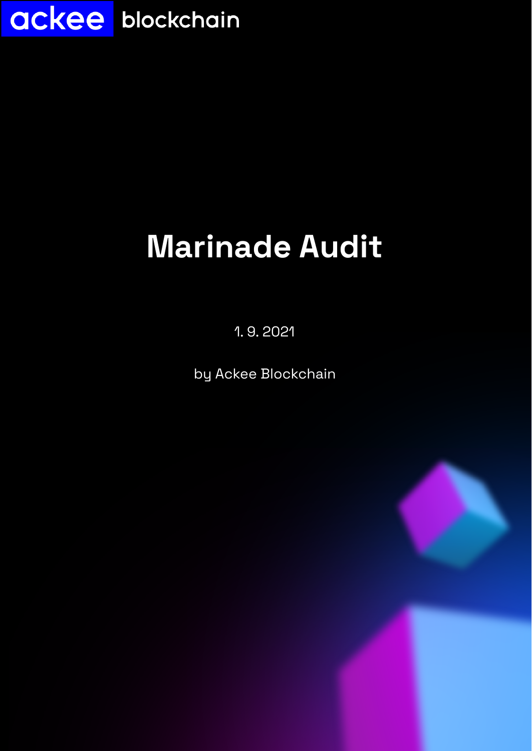ackee blockchain

# Marinade Audit

1. 9. 2021

by Ackee Blockchain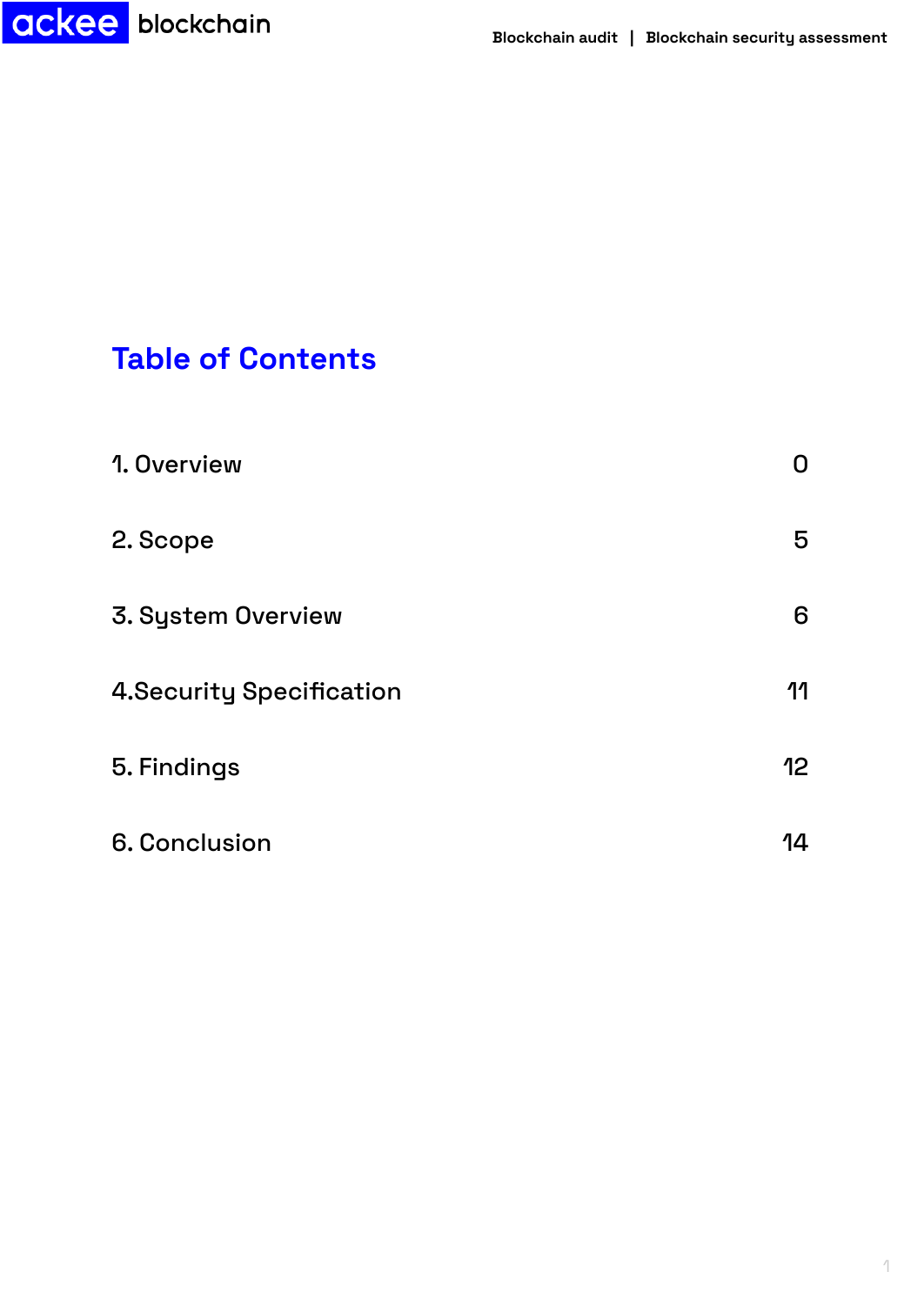# Table of Contents

| | |
|---|---|
| 1. Overview | 0 |
| 2. Scope | 5 |
| 3. System Overview | 6 |
| 4.Security Specification | 11 |
| 5. Findings | 12 |
| 6. Conclusion | 14 |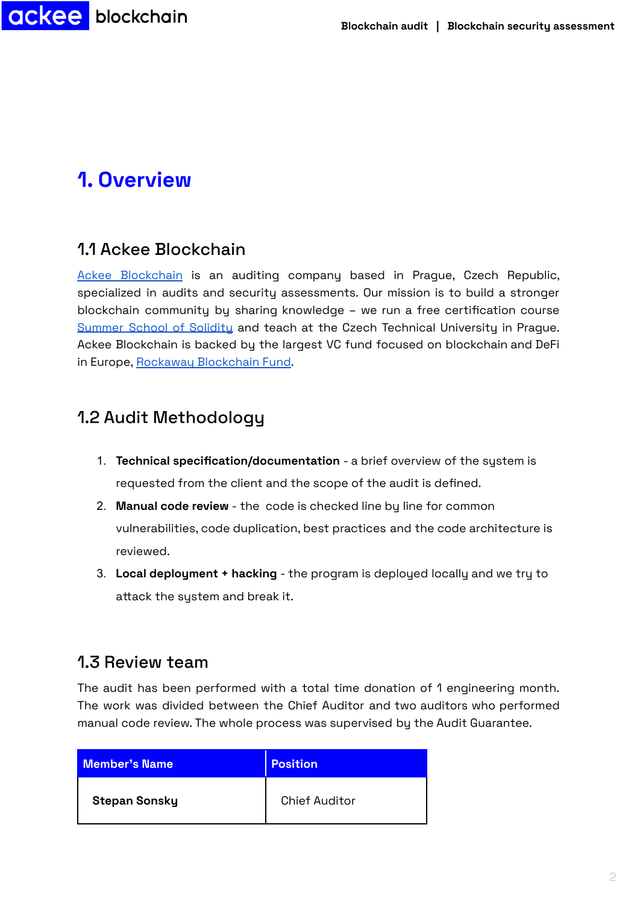# 1. Overview

## 1.1 Ackee Blockchain

Ackee Blockchain is an auditing company based in Prague, Czech Republic, specialized in audits and security assessments. Our mission is to build a stronger blockchain community by sharing knowledge – we run a free certification course Summer School of Solidity and teach at the Czech Technical University in Prague. Ackee Blockchain is backed by the largest VC fund focused on blockchain and DeFi in Europe, Rockaway Blockchain Fund.

## 1.2 Audit Methodology

1. **Technical specification/documentation** - a brief overview of the system is requested from the client and the scope of the audit is defined.
2. **Manual code review** - the code is checked line by line for common vulnerabilities, code duplication, best practices and the code architecture is reviewed.
3. **Local deployment + hacking** - the program is deployed locally and we try to attack the system and break it.

## 1.3 Review team

The audit has been performed with a total time donation of 1 engineering month. The work was divided between the Chief Auditor and two auditors who performed manual code review. The whole process was supervised by the Audit Guarantee.

| Member's Name | Position |
| --- | --- |
| **Stepan Sonsky** | Chief Auditor |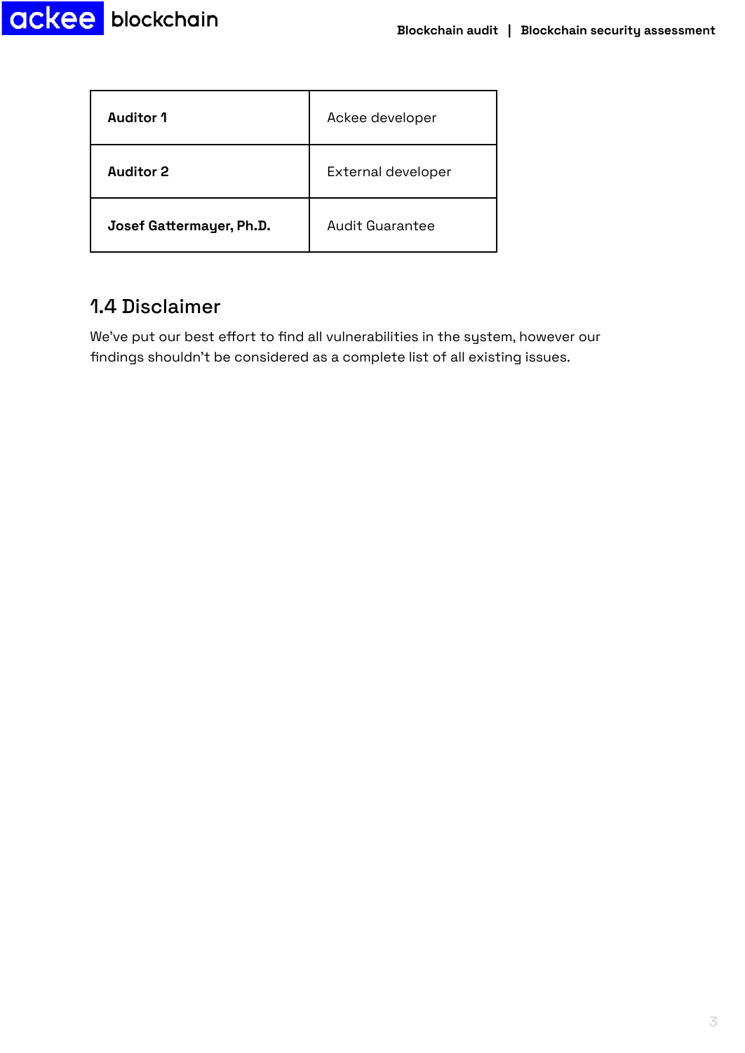| Auditor 1 | Ackee developer |
| --- | --- |
| **Auditor 2** | External developer |
| **Josef Gattermayer, Ph.D.** | Audit Guarantee |

## 1.4 Disclaimer

We've put our best effort to find all vulnerabilities in the system, however our findings shouldn't be considered as a complete list of all existing issues.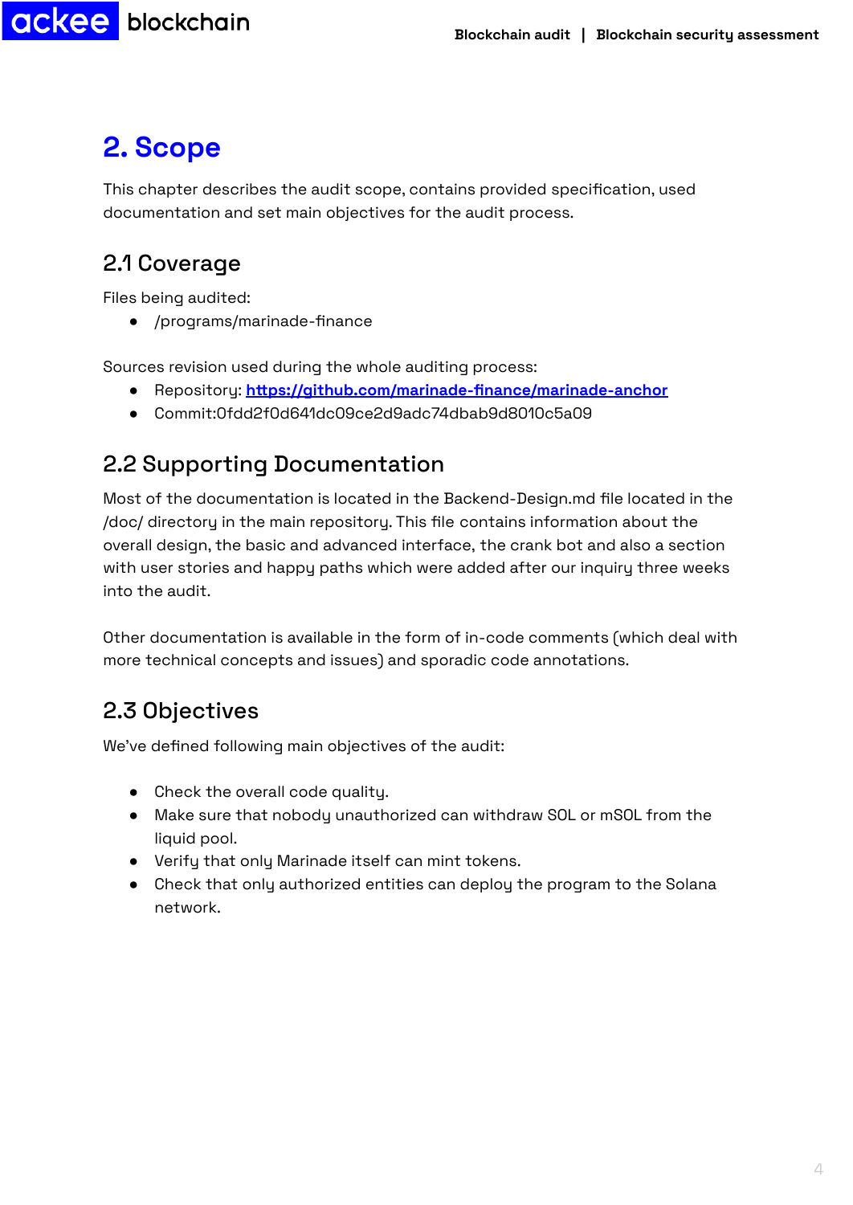# 2. Scope

This chapter describes the audit scope, contains provided specification, used documentation and set main objectives for the audit process.

## 2.1 Coverage

Files being audited:

- /programs/marinade-finance

Sources revision used during the whole auditing process:

- Repository: [https://github.com/marinade-finance/marinade-anchor](https://github.com/marinade-finance/marinade-anchor)
- Commit:0fdd2f0d641dc09ce2d9adc74dbab9d8010c5a09

## 2.2 Supporting Documentation

Most of the documentation is located in the Backend-Design.md file located in the /doc/ directory in the main repository. This file contains information about the overall design, the basic and advanced interface, the crank bot and also a section with user stories and happy paths which were added after our inquiry three weeks into the audit.

Other documentation is available in the form of in-code comments (which deal with more technical concepts and issues) and sporadic code annotations.

## 2.3 Objectives

We've defined following main objectives of the audit:

- Check the overall code quality.
- Make sure that nobody unauthorized can withdraw SOL or mSOL from the liquid pool.
- Verify that only Marinade itself can mint tokens.
- Check that only authorized entities can deploy the program to the Solana network.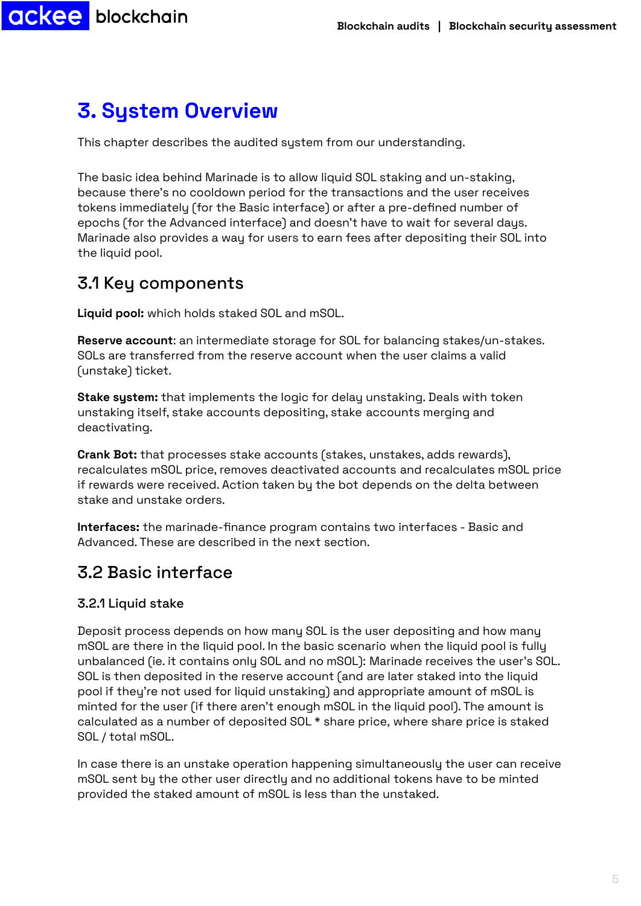# 3. System Overview

This chapter describes the audited system from our understanding.

The basic idea behind Marinade is to allow liquid SOL staking and un-staking, because there's no cooldown period for the transactions and the user receives tokens immediately (for the Basic interface) or after a pre-defined number of epochs (for the Advanced interface) and doesn't have to wait for several days. Marinade also provides a way for users to earn fees after depositing their SOL into the liquid pool.

## 3.1 Key components

**Liquid pool:** which holds staked SOL and mSOL.

**Reserve account**: an intermediate storage for SOL for balancing stakes/un-stakes. SOLs are transferred from the reserve account when the user claims a valid (unstake) ticket.

**Stake system:** that implements the logic for delay unstaking. Deals with token unstaking itself, stake accounts depositing, stake accounts merging and deactivating.

**Crank Bot:** that processes stake accounts (stakes, unstakes, adds rewards), recalculates mSOL price, removes deactivated accounts and recalculates mSOL price if rewards were received. Action taken by the bot depends on the delta between stake and unstake orders.

**Interfaces:** the marinade-finance program contains two interfaces - Basic and Advanced. These are described in the next section.

## 3.2 Basic interface

### 3.2.1 Liquid stake

Deposit process depends on how many SOL is the user depositing and how many mSOL are there in the liquid pool. In the basic scenario when the liquid pool is fully unbalanced (ie. it contains only SOL and no mSOL): Marinade receives the user's SOL. SOL is then deposited in the reserve account (and are later staked into the liquid pool if they're not used for liquid unstaking) and appropriate amount of mSOL is minted for the user (if there aren't enough mSOL in the liquid pool). The amount is calculated as a number of deposited SOL * share price, where share price is staked SOL / total mSOL.

In case there is an unstake operation happening simultaneously the user can receive mSOL sent by the other user directly and no additional tokens have to be minted provided the staked amount of mSOL is less than the unstaked.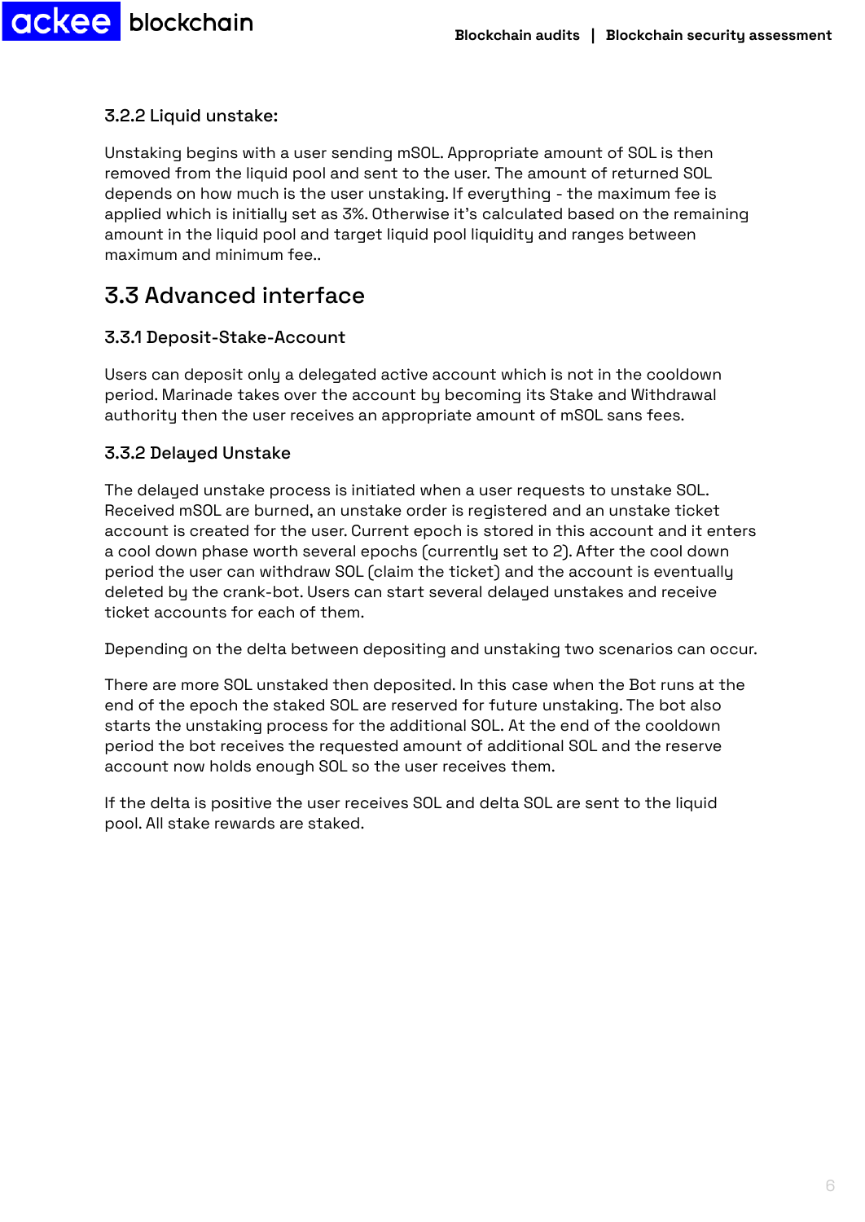### 3.2.2 Liquid unstake:

Unstaking begins with a user sending mSOL. Appropriate amount of SOL is then removed from the liquid pool and sent to the user. The amount of returned SOL depends on how much is the user unstaking. If everything - the maximum fee is applied which is initially set as 3%. Otherwise it's calculated based on the remaining amount in the liquid pool and target liquid pool liquidity and ranges between maximum and minimum fee..

## 3.3 Advanced interface

### 3.3.1 Deposit-Stake-Account

Users can deposit only a delegated active account which is not in the cooldown period. Marinade takes over the account by becoming its Stake and Withdrawal authority then the user receives an appropriate amount of mSOL sans fees.

### 3.3.2 Delayed Unstake

The delayed unstake process is initiated when a user requests to unstake SOL. Received mSOL are burned, an unstake order is registered and an unstake ticket account is created for the user. Current epoch is stored in this account and it enters a cool down phase worth several epochs (currently set to 2). After the cool down period the user can withdraw SOL (claim the ticket) and the account is eventually deleted by the crank-bot. Users can start several delayed unstakes and receive ticket accounts for each of them.

Depending on the delta between depositing and unstaking two scenarios can occur.

There are more SOL unstaked then deposited. In this case when the Bot runs at the end of the epoch the staked SOL are reserved for future unstaking. The bot also starts the unstaking process for the additional SOL. At the end of the cooldown period the bot receives the requested amount of additional SOL and the reserve account now holds enough SOL so the user receives them.

If the delta is positive the user receives SOL and delta SOL are sent to the liquid pool. All stake rewards are staked.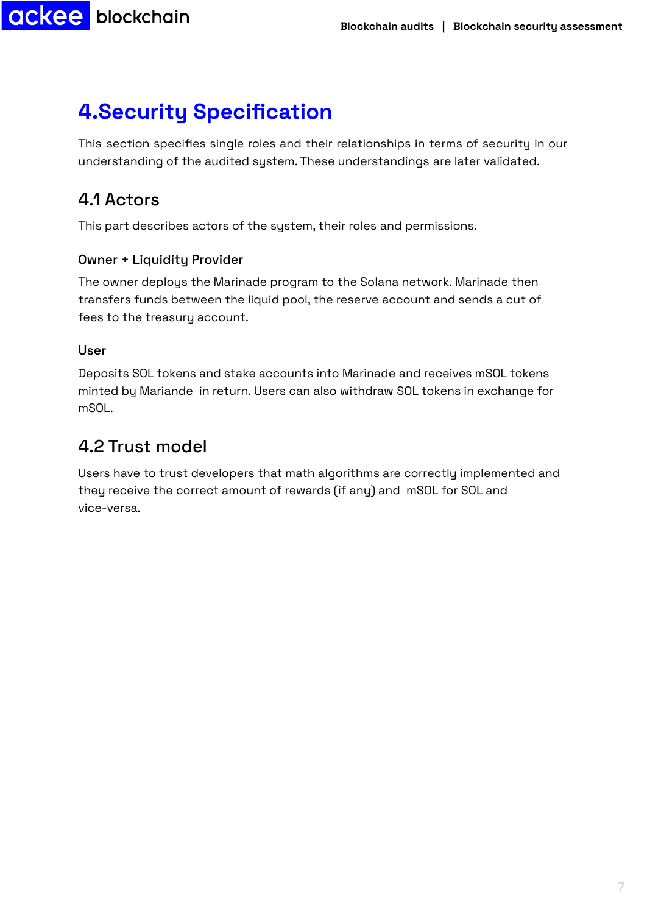# 4.Security Specification

This section specifies single roles and their relationships in terms of security in our understanding of the audited system. These understandings are later validated.

## 4.1 Actors

This part describes actors of the system, their roles and permissions.

### Owner + Liquidity Provider

The owner deploys the Marinade program to the Solana network. Marinade then transfers funds between the liquid pool, the reserve account and sends a cut of fees to the treasury account.

### User

Deposits SOL tokens and stake accounts into Marinade and receives mSOL tokens minted by Mariande  in return. Users can also withdraw SOL tokens in exchange for mSOL.

## 4.2 Trust model

Users have to trust developers that math algorithms are correctly implemented and they receive the correct amount of rewards (if any) and  mSOL for SOL and vice-versa.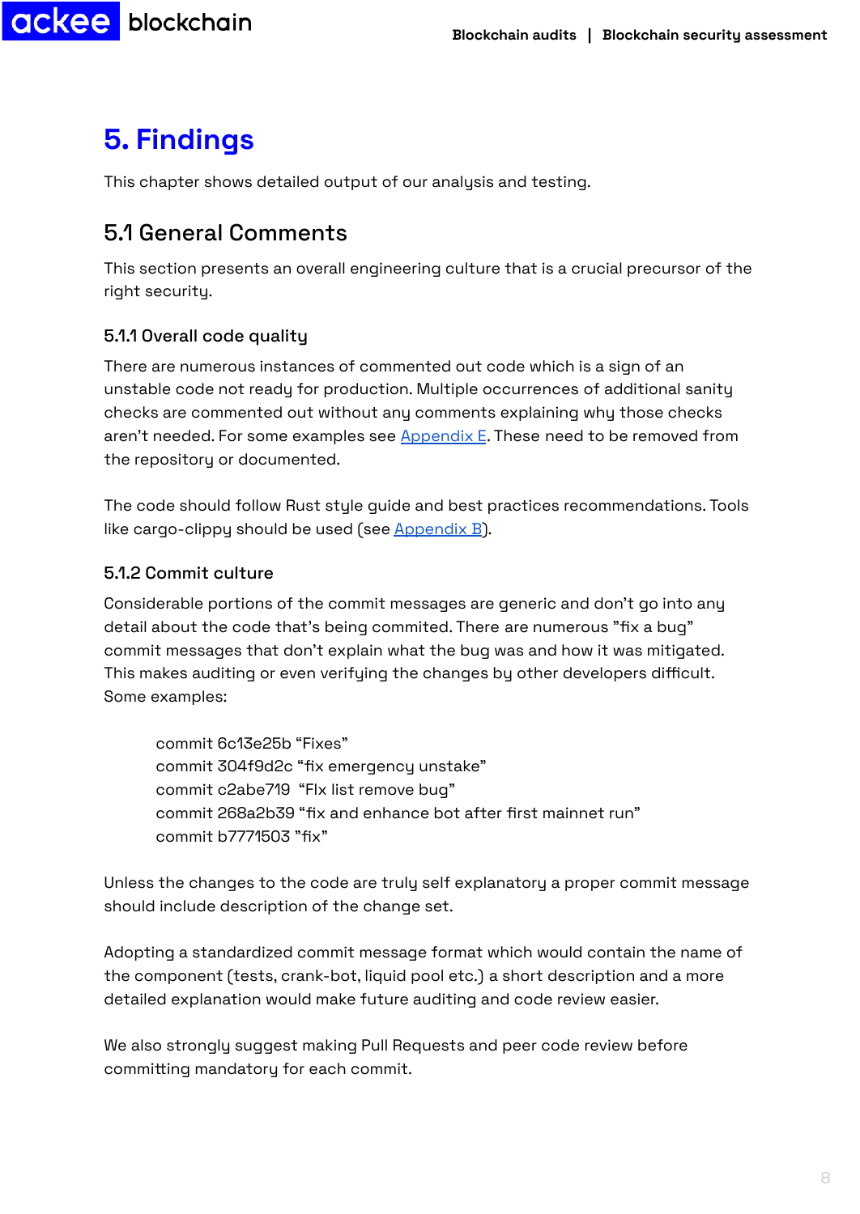# 5. Findings

This chapter shows detailed output of our analysis and testing.

## 5.1 General Comments

This section presents an overall engineering culture that is a crucial precursor of the right security.

### 5.1.1 Overall code quality

There are numerous instances of commented out code which is a sign of an unstable code not ready for production. Multiple occurrences of additional sanity checks are commented out without any comments explaining why those checks aren't needed. For some examples see Appendix E. These need to be removed from the repository or documented.

The code should follow Rust style guide and best practices recommendations. Tools like cargo-clippy should be used (see Appendix B).

### 5.1.2 Commit culture

Considerable portions of the commit messages are generic and don't go into any detail about the code that's being commited. There are numerous "fix a bug" commit messages that don't explain what the bug was and how it was mitigated. This makes auditing or even verifying the changes by other developers difficult. Some examples:

> commit 6c13e25b "Fixes"
> commit 304f9d2c "fix emergency unstake"
> commit c2abe719 "FIx list remove bug"
> commit 268a2b39 "fix and enhance bot after first mainnet run"
> commit b7771503 "fix"

Unless the changes to the code are truly self explanatory a proper commit message should include description of the change set.

Adopting a standardized commit message format which would contain the name of the component (tests, crank-bot, liquid pool etc.) a short description and a more detailed explanation would make future auditing and code review easier.

We also strongly suggest making Pull Requests and peer code review before committing mandatory for each commit.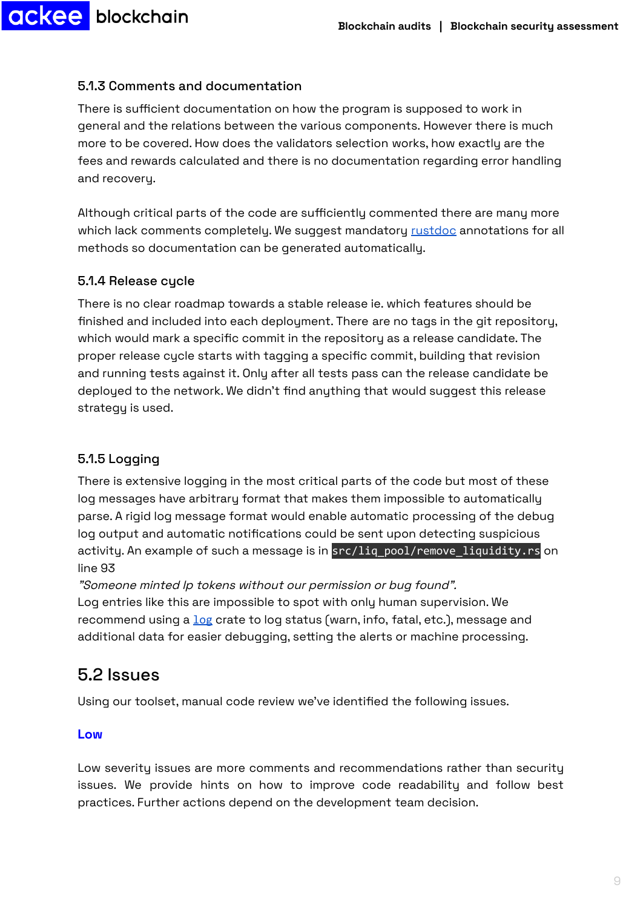### 5.1.3 Comments and documentation

There is sufficient documentation on how the program is supposed to work in general and the relations between the various components. However there is much more to be covered. How does the validators selection works, how exactly are the fees and rewards calculated and there is no documentation regarding error handling and recovery.

Although critical parts of the code are sufficiently commented there are many more which lack comments completely. We suggest mandatory [rustdoc] annotations for all methods so documentation can be generated automatically.

### 5.1.4 Release cycle

There is no clear roadmap towards a stable release ie. which features should be finished and included into each deployment. There are no tags in the git repository, which would mark a specific commit in the repository as a release candidate. The proper release cycle starts with tagging a specific commit, building that revision and running tests against it. Only after all tests pass can the release candidate be deployed to the network. We didn't find anything that would suggest this release strategy is used.

### 5.1.5 Logging

There is extensive logging in the most critical parts of the code but most of these log messages have arbitrary format that makes them impossible to automatically parse. A rigid log message format would enable automatic processing of the debug log output and automatic notifications could be sent upon detecting suspicious activity. An example of such a message is in `src/liq_pool/remove_liquidity.rs` on line 93

*"Someone minted lp tokens without our permission or bug found".*

Log entries like this are impossible to spot with only human supervision. We recommend using a [log] crate to log status (warn, info, fatal, etc.), message and additional data for easier debugging, setting the alerts or machine processing.

## 5.2 Issues

Using our toolset, manual code review we've identified the following issues.

**Low**

Low severity issues are more comments and recommendations rather than security issues. We provide hints on how to improve code readability and follow best practices. Further actions depend on the development team decision.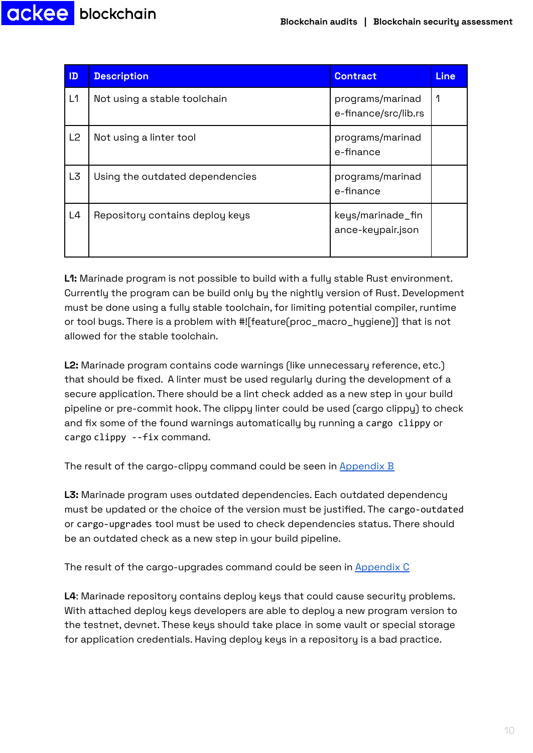| ID | Description | Contract | Line |
| --- | --- | --- | --- |
| L1 | Not using a stable toolchain | programs/marinade-finance/src/lib.rs | 1 |
| L2 | Not using a linter tool | programs/marinade-finance | |
| L3 | Using the outdated dependencies | programs/marinade-finance | |
| L4 | Repository contains deploy keys | keys/marinade_finance-keypair.json | |

**L1:** Marinade program is not possible to build with a fully stable Rust environment. Currently the program can be build only by the nightly version of Rust. Development must be done using a fully stable toolchain, for limiting potential compiler, runtime or tool bugs. There is a problem with #![feature(proc_macro_hygiene)] that is not allowed for the stable toolchain.

**L2:** Marinade program contains code warnings (like unnecessary reference, etc.) that should be fixed. A linter must be used regularly during the development of a secure application. There should be a lint check added as a new step in your build pipeline or pre-commit hook. The clippy linter could be used (cargo clippy) to check and fix some of the found warnings automatically by running a `cargo clippy` or `cargo clippy --fix` command.

The result of the cargo-clippy command could be seen in Appendix B

**L3:** Marinade program uses outdated dependencies. Each outdated dependency must be updated or the choice of the version must be justified. The `cargo-outdated` or `cargo-upgrades` tool must be used to check dependencies status. There should be an outdated check as a new step in your build pipeline.

The result of the cargo-upgrades command could be seen in Appendix C

**L4**: Marinade repository contains deploy keys that could cause security problems. With attached deploy keys developers are able to deploy a new program version to the testnet, devnet. These keys should take place in some vault or special storage for application credentials. Having deploy keys in a repository is a bad practice.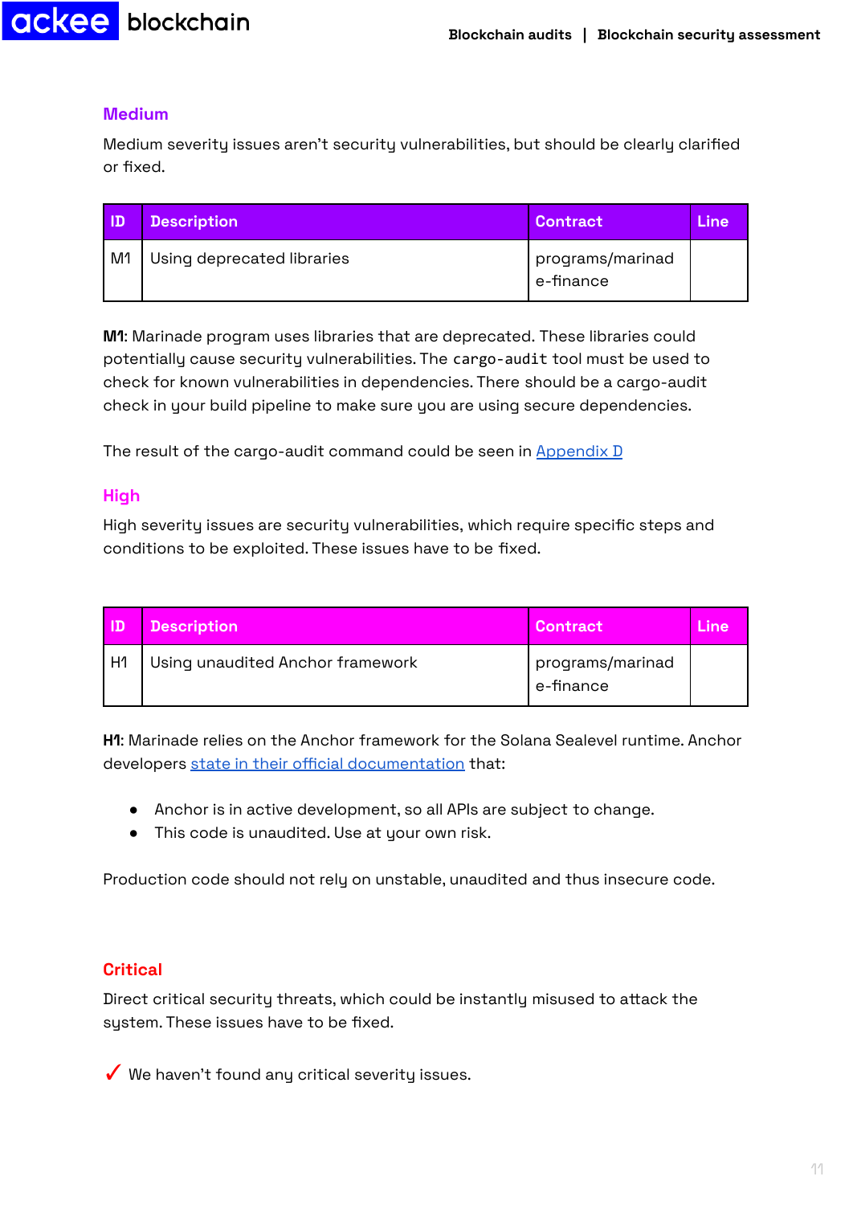## Medium

Medium severity issues aren't security vulnerabilities, but should be clearly clarified or fixed.

| ID | Description | Contract | Line |
| --- | --- | --- | --- |
| M1 | Using deprecated libraries | programs/marinade-finance | |

**M1**: Marinade program uses libraries that are deprecated. These libraries could potentially cause security vulnerabilities. The `cargo-audit` tool must be used to check for known vulnerabilities in dependencies. There should be a cargo-audit check in your build pipeline to make sure you are using secure dependencies.

The result of the cargo-audit command could be seen in [Appendix D](#)

## High

High severity issues are security vulnerabilities, which require specific steps and conditions to be exploited. These issues have to be fixed.

| ID | Description | Contract | Line |
| --- | --- | --- | --- |
| H1 | Using unaudited Anchor framework | programs/marinade-finance | |

**H1**: Marinade relies on the Anchor framework for the Solana Sealevel runtime. Anchor developers [state in their official documentation](#) that:

- Anchor is in active development, so all APIs are subject to change.
- This code is unaudited. Use at your own risk.

Production code should not rely on unstable, unaudited and thus insecure code.

## Critical

Direct critical security threats, which could be instantly misused to attack the system. These issues have to be fixed.

✓ We haven't found any critical severity issues.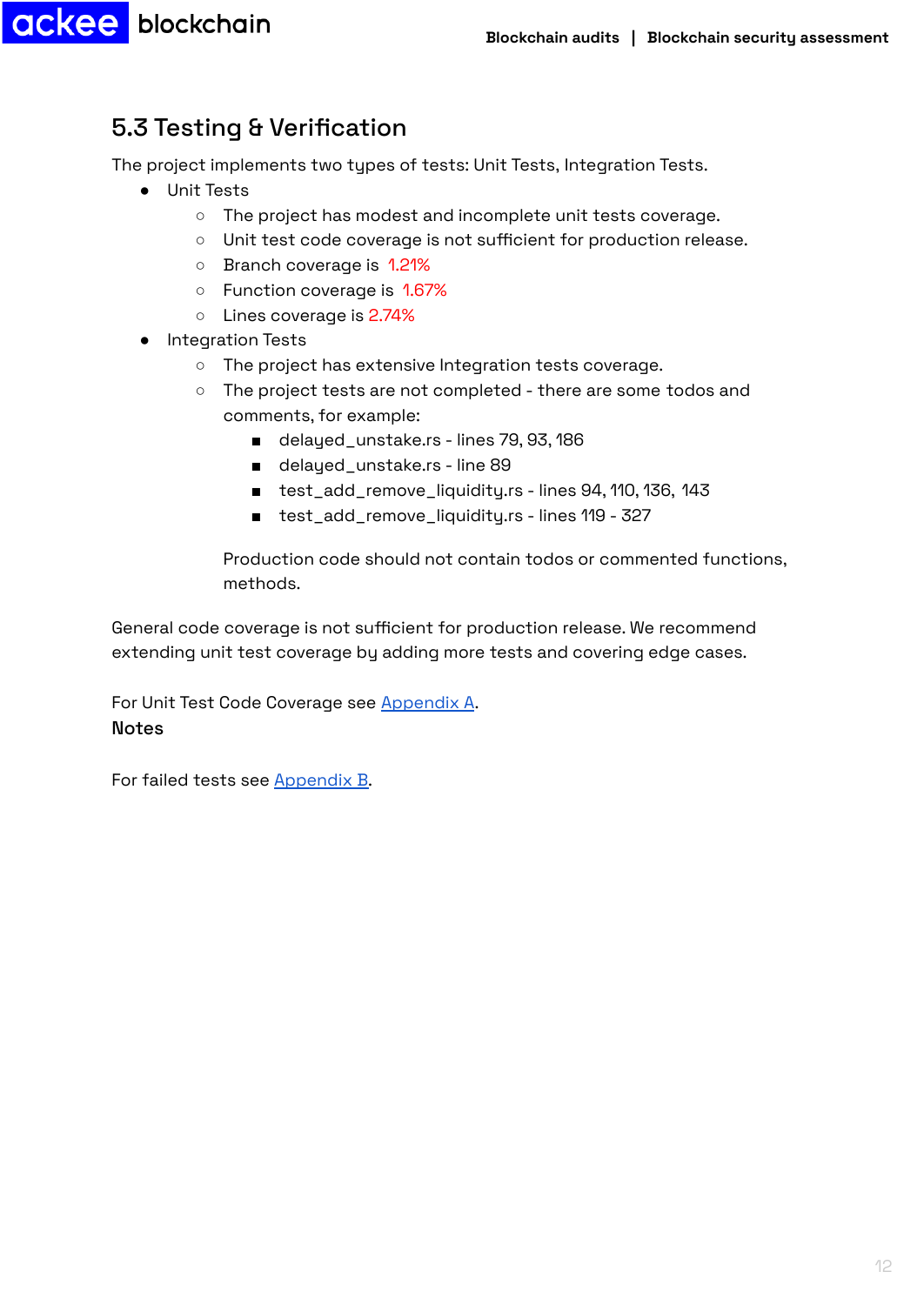## 5.3 Testing & Verification

The project implements two types of tests: Unit Tests, Integration Tests.

- Unit Tests
  - The project has modest and incomplete unit tests coverage.
  - Unit test code coverage is not sufficient for production release.
  - Branch coverage is 1.21%
  - Function coverage is 1.67%
  - Lines coverage is 2.74%
- Integration Tests
  - The project has extensive Integration tests coverage.
  - The project tests are not completed - there are some todos and comments, for example:
    - delayed_unstake.rs - lines 79, 93, 186
    - delayed_unstake.rs - line 89
    - test_add_remove_liquidity.rs - lines 94, 110, 136, 143
    - test_add_remove_liquidity.rs - lines 119 - 327

    Production code should not contain todos or commented functions, methods.

General code coverage is not sufficient for production release. We recommend extending unit test coverage by adding more tests and covering edge cases.

For Unit Test Code Coverage see Appendix A.

**Notes**

For failed tests see Appendix B.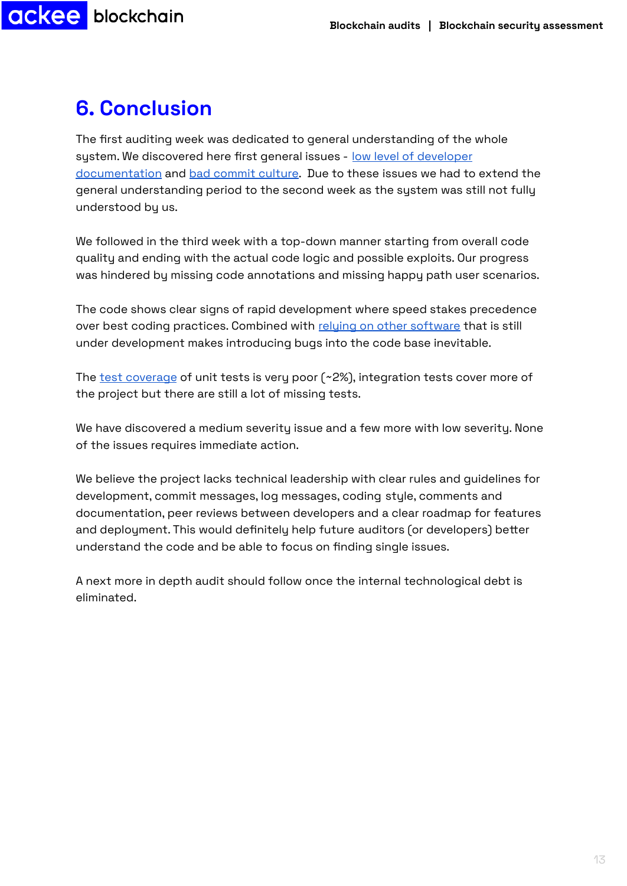## 6. Conclusion

The first auditing week was dedicated to general understanding of the whole system. We discovered here first general issues - low level of developer documentation and bad commit culture. Due to these issues we had to extend the general understanding period to the second week as the system was still not fully understood by us.

We followed in the third week with a top-down manner starting from overall code quality and ending with the actual code logic and possible exploits. Our progress was hindered by missing code annotations and missing happy path user scenarios.

The code shows clear signs of rapid development where speed stakes precedence over best coding practices. Combined with relying on other software that is still under development makes introducing bugs into the code base inevitable.

The test coverage of unit tests is very poor (~2%), integration tests cover more of the project but there are still a lot of missing tests.

We have discovered a medium severity issue and a few more with low severity. None of the issues requires immediate action.

We believe the project lacks technical leadership with clear rules and guidelines for development, commit messages, log messages, coding style, comments and documentation, peer reviews between developers and a clear roadmap for features and deployment. This would definitely help future auditors (or developers) better understand the code and be able to focus on finding single issues.

A next more in depth audit should follow once the internal technological debt is eliminated.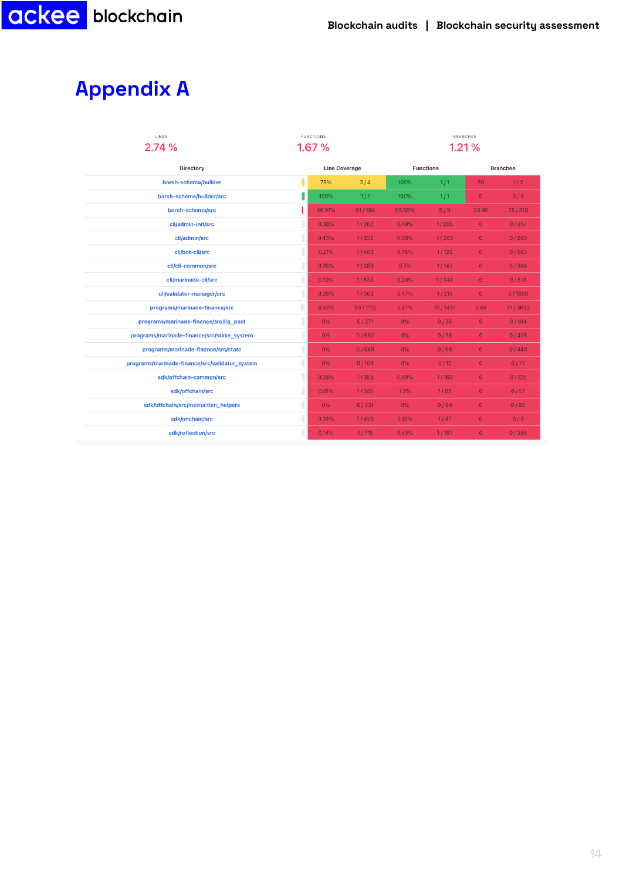# Appendix A

| LINES | FUNCTIONS | BRANCHES |
|---|---|---|
| 2.74 % | 1.67 % | 1.21 % |

| Directory | Line Coverage | | Functions | | Branches | |
|---|---|---|---|---|---|---|
| borsh-schema/builder | 75% | 3 / 4 | 100% | 1 / 1 | 50 | 1 / 2 |
| borsh-schema/builder/src | 100% | 1 / 1 | 100% | 1 / 1 | 0 | 0 / 0 |
| borsh-schema/src | 46.91% | 91 / 194 | 55.56% | 5 / 9 | 23.96 | 75 / 313 |
| cli/admin-init/src | 0.38% | 1 / 262 | 0.49% | 1 / 205 | 0 | 0 / 357 |
| cli/admin/src | 0.43% | 1 / 232 | 0.38% | 1 / 263 | 0 | 0 / 260 |
| cli/bot-cli/src | 0.21% | 1 / 483 | 0.78% | 1 / 129 | 0 | 0 / 563 |
| cli/cli-common/src | 0.26% | 1 / 389 | 0.7% | 1 / 143 | 0 | 0 / 384 |
| cli/marinade-cli/src | 0.19% | 1 / 533 | 0.29% | 1 / 349 | 0 | 0 / 518 |
| cli/validator-manager/src | 0.28% | 1 / 363 | 0.47% | 1 / 215 | 0 | 0 / 1050 |
| programs/marinade-finance/src | 8.63% | 96 / 1112 | 2.87% | 41 / 1431 | 0.84 | 31 / 3692 |
| programs/marinade-finance/src/liq_pool | 0% | 0 / 271 | 0% | 0 / 36 | 0 | 0 / 194 |
| programs/marinade-finance/src/stake_system | 0% | 0 / 680 | 0% | 0 / 36 | 0 | 0 / 405 |
| programs/marinade-finance/src/state | 0% | 0 / 649 | 0% | 0 / 68 | 0 | 0 / 440 |
| programs/marinade-finance/src/validator_system | 0% | 0 / 108 | 0% | 0 / 12 | 0 | 0 / 77 |
| sdk/offchain-common/src | 0.28% | 1 / 353 | 0.59% | 1 / 169 | 0 | 0 / 125 |
| sdk/offchain/src | 0.41% | 1 / 245 | 1.2% | 1 / 83 | 0 | 0 / 57 |
| sdk/offchain/src/instruction_helpers | 0% | 0 / 331 | 0% | 0 / 94 | 0 | 0 / 82 |
| sdk/onchain/src | 0.24% | 1 / 420 | 2.13% | 1 / 47 | 0 | 0 / 0 |
| sdk/reflection/src | 0.14% | 1 / 715 | 0.53% | 1 / 187 | 0 | 0 / 288 |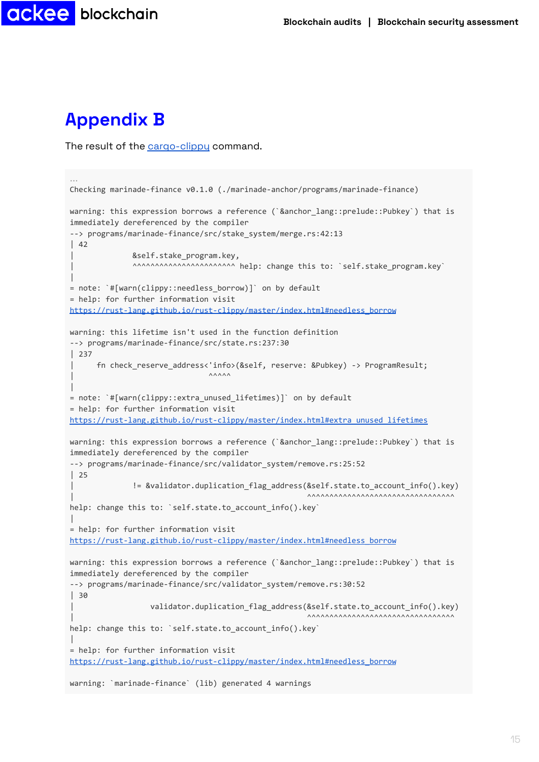# Appendix B

The result of the [cargo-clippy](https://github.com/rust-lang/rust-clippy) command.

```
...
Checking marinade-finance v0.1.0 (./marinade-anchor/programs/marinade-finance)

warning: this expression borrows a reference (`&anchor_lang::prelude::Pubkey`) that is
immediately dereferenced by the compiler
--> programs/marinade-finance/src/stake_system/merge.rs:42:13
| 42
|              &self.stake_program.key,
|              ^^^^^^^^^^^^^^^^^^^^^^^ help: change this to: `self.stake_program.key`
|
= note: `#[warn(clippy::needless_borrow)]` on by default
= help: for further information visit
https://rust-lang.github.io/rust-clippy/master/index.html#needless_borrow

warning: this lifetime isn't used in the function definition
--> programs/marinade-finance/src/state.rs:237:30
| 237
|      fn check_reserve_address<'info>(&self, reserve: &Pubkey) -> ProgramResult;
|                               ^^^^^
|
= note: `#[warn(clippy::extra_unused_lifetimes)]` on by default
= help: for further information visit
https://rust-lang.github.io/rust-clippy/master/index.html#extra_unused_lifetimes

warning: this expression borrows a reference (`&anchor_lang::prelude::Pubkey`) that is
immediately dereferenced by the compiler
--> programs/marinade-finance/src/validator_system/remove.rs:25:52
| 25
|              != &validator.duplication_flag_address(&self.state.to_account_info().key)
|                                                      ^^^^^^^^^^^^^^^^^^^^^^^^^^^^^^^^^
help: change this to: `self.state.to_account_info().key`
|
= help: for further information visit
https://rust-lang.github.io/rust-clippy/master/index.html#needless_borrow

warning: this expression borrows a reference (`&anchor_lang::prelude::Pubkey`) that is
immediately dereferenced by the compiler
--> programs/marinade-finance/src/validator_system/remove.rs:30:52
| 30
|                  validator.duplication_flag_address(&self.state.to_account_info().key)
|                                                      ^^^^^^^^^^^^^^^^^^^^^^^^^^^^^^^^^
help: change this to: `self.state.to_account_info().key`
|
= help: for further information visit
https://rust-lang.github.io/rust-clippy/master/index.html#needless_borrow

warning: `marinade-finance` (lib) generated 4 warnings
```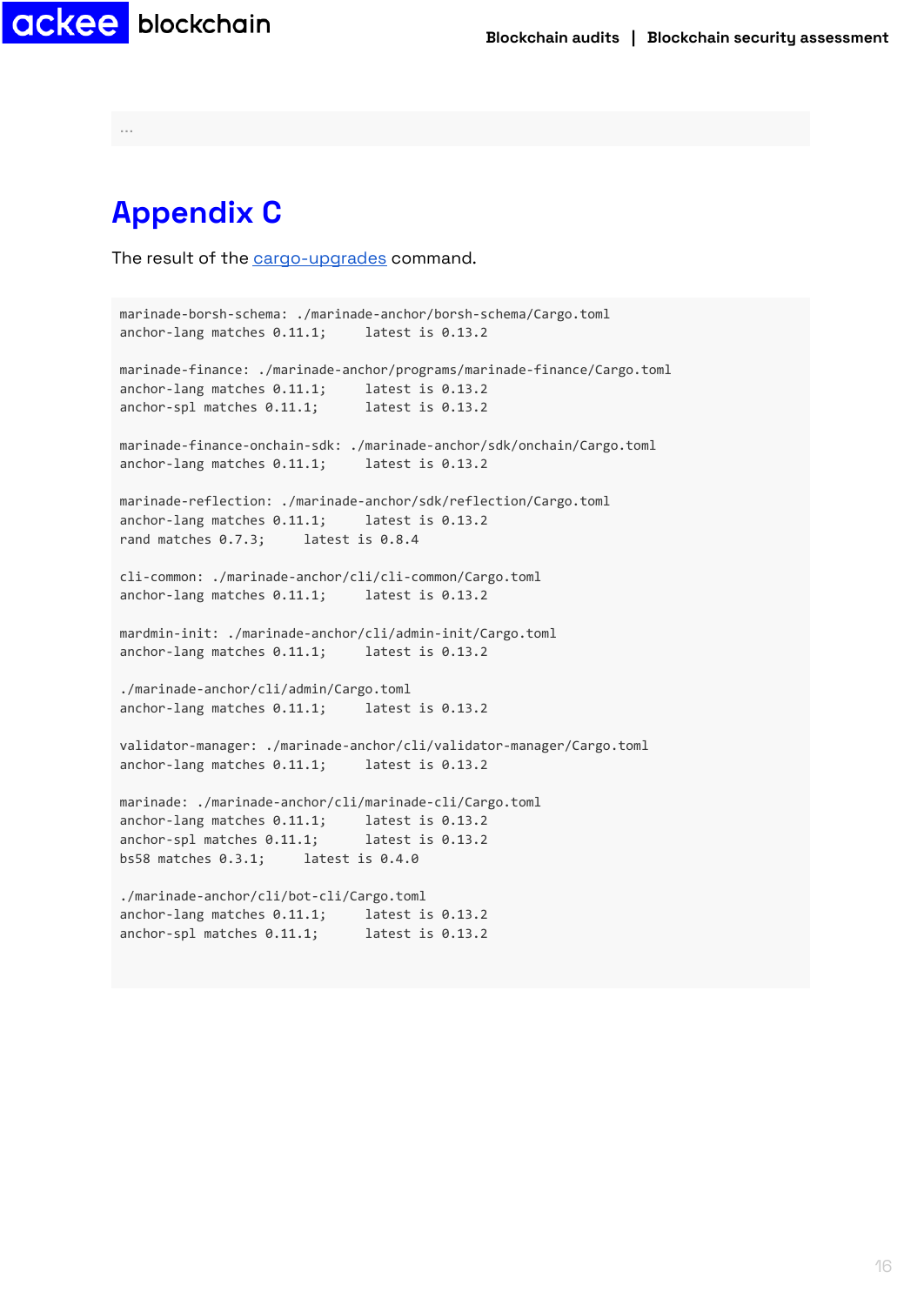```
...
```

# Appendix C

The result of the [cargo-upgrades](https://github.com/kornelski/cargo-upgrades) command.

```
marinade-borsh-schema: ./marinade-anchor/borsh-schema/Cargo.toml
anchor-lang matches 0.11.1;     latest is 0.13.2

marinade-finance: ./marinade-anchor/programs/marinade-finance/Cargo.toml
anchor-lang matches 0.11.1;     latest is 0.13.2
anchor-spl matches 0.11.1;      latest is 0.13.2

marinade-finance-onchain-sdk: ./marinade-anchor/sdk/onchain/Cargo.toml
anchor-lang matches 0.11.1;     latest is 0.13.2

marinade-reflection: ./marinade-anchor/sdk/reflection/Cargo.toml
anchor-lang matches 0.11.1;     latest is 0.13.2
rand matches 0.7.3;     latest is 0.8.4

cli-common: ./marinade-anchor/cli/cli-common/Cargo.toml
anchor-lang matches 0.11.1;     latest is 0.13.2

mardmin-init: ./marinade-anchor/cli/admin-init/Cargo.toml
anchor-lang matches 0.11.1;     latest is 0.13.2

./marinade-anchor/cli/admin/Cargo.toml
anchor-lang matches 0.11.1;     latest is 0.13.2

validator-manager: ./marinade-anchor/cli/validator-manager/Cargo.toml
anchor-lang matches 0.11.1;     latest is 0.13.2

marinade: ./marinade-anchor/cli/marinade-cli/Cargo.toml
anchor-lang matches 0.11.1;     latest is 0.13.2
anchor-spl matches 0.11.1;      latest is 0.13.2
bs58 matches 0.3.1;     latest is 0.4.0

./marinade-anchor/cli/bot-cli/Cargo.toml
anchor-lang matches 0.11.1;     latest is 0.13.2
anchor-spl matches 0.11.1;      latest is 0.13.2
```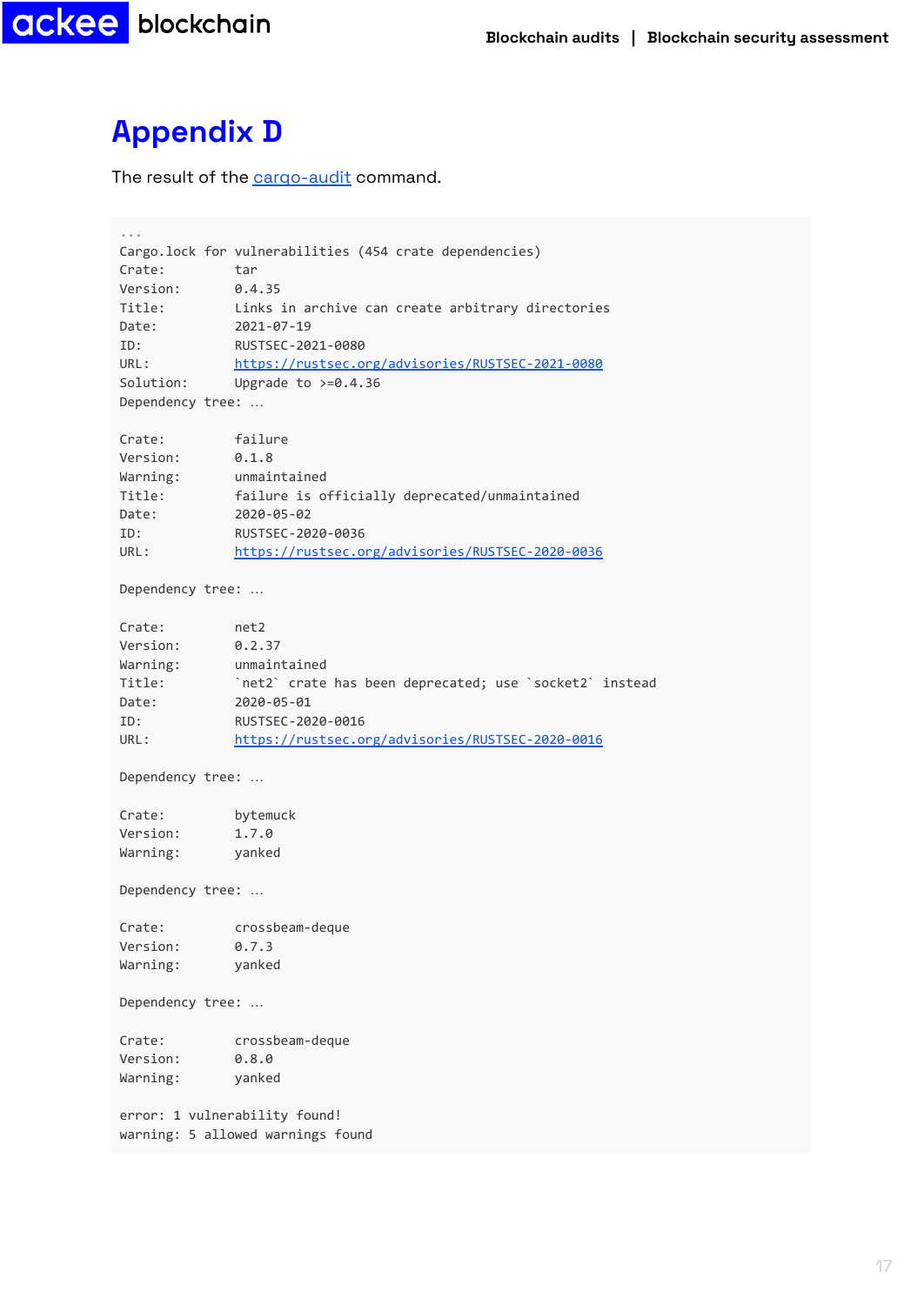# Appendix D

The result of the [cargo-audit](https://github.com/rustsec/rustsec/tree/main/cargo-audit) command.

```
...
Cargo.lock for vulnerabilities (454 crate dependencies)
Crate:         tar
Version:       0.4.35
Title:         Links in archive can create arbitrary directories
Date:          2021-07-19
ID:            RUSTSEC-2021-0080
URL:           https://rustsec.org/advisories/RUSTSEC-2021-0080
Solution:      Upgrade to >=0.4.36
Dependency tree: ...

Crate:         failure
Version:       0.1.8
Warning:       unmaintained
Title:         failure is officially deprecated/unmaintained
Date:          2020-05-02
ID:            RUSTSEC-2020-0036
URL:           https://rustsec.org/advisories/RUSTSEC-2020-0036

Dependency tree: ...

Crate:         net2
Version:       0.2.37
Warning:       unmaintained
Title:         `net2` crate has been deprecated; use `socket2` instead
Date:          2020-05-01
ID:            RUSTSEC-2020-0016
URL:           https://rustsec.org/advisories/RUSTSEC-2020-0016

Dependency tree: ...

Crate:         bytemuck
Version:       1.7.0
Warning:       yanked

Dependency tree: ...

Crate:         crossbeam-deque
Version:       0.7.3
Warning:       yanked

Dependency tree: ...

Crate:         crossbeam-deque
Version:       0.8.0
Warning:       yanked

error: 1 vulnerability found!
warning: 5 allowed warnings found
```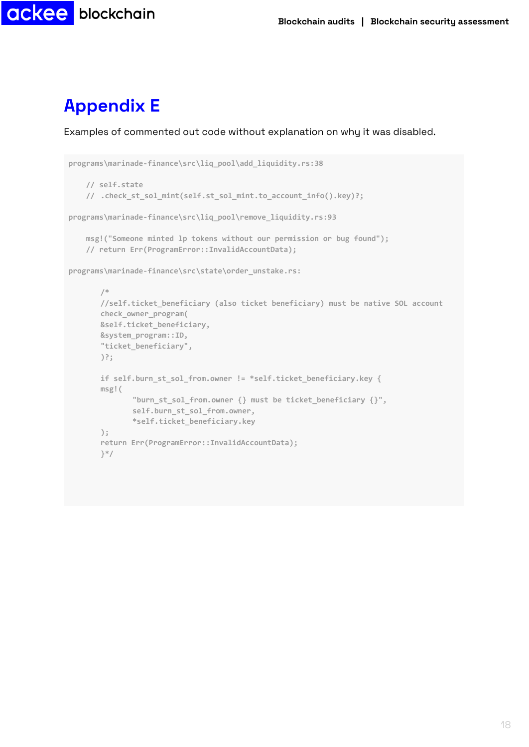# Appendix E

Examples of commented out code without explanation on why it was disabled.

```
programs\marinade-finance\src\liq_pool\add_liquidity.rs:38

    // self.state
    //  .check_st_sol_mint(self.st_sol_mint.to_account_info().key)?;

programs\marinade-finance\src\liq_pool\remove_liquidity.rs:93

    msg!("Someone minted lp tokens without our permission or bug found");
    // return Err(ProgramError::InvalidAccountData);

programs\marinade-finance\src\state\order_unstake.rs:

        /*
        //self.ticket_beneficiary (also ticket beneficiary) must be native SOL account
        check_owner_program(
        &self.ticket_beneficiary,
        &system_program::ID,
        "ticket_beneficiary",
        )?;

        if self.burn_st_sol_from.owner != *self.ticket_beneficiary.key {
        msg!(
                "burn_st_sol_from.owner {} must be ticket_beneficiary {}",
                self.burn_st_sol_from.owner,
                *self.ticket_beneficiary.key
        );
        return Err(ProgramError::InvalidAccountData);
        }*/
```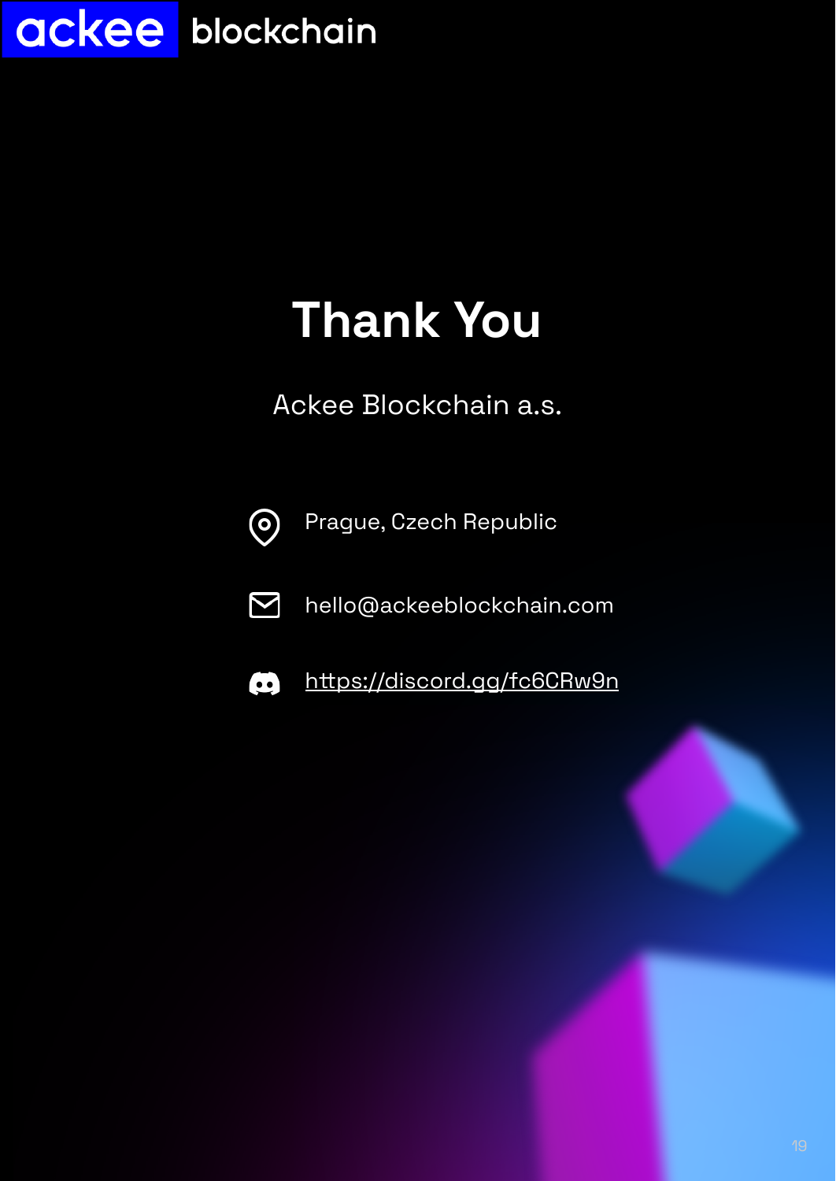# Thank You

Ackee Blockchain a.s.

Prague, Czech Republic

hello@ackeeblockchain.com

https://discord.gg/fc6CRw9n